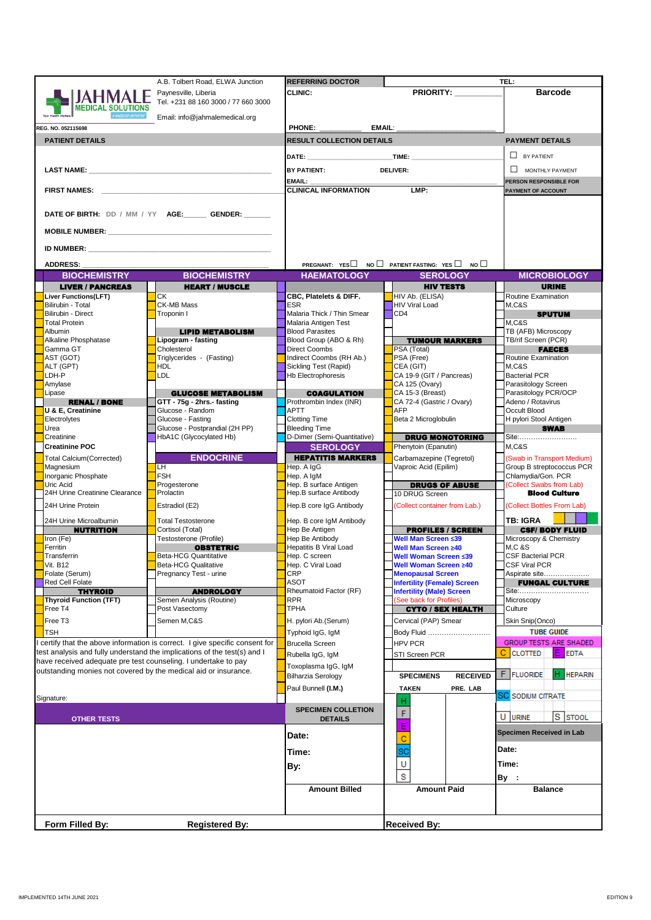**JAHMALE MEDICAL SOLUTIONS**

A.B. Tolbert Road, ELWA Junction
Paynesville, Liberia
Tel. +231 88 160 3000 / 77 660 3000
Email: info@jahmalemedical.org

REG. NO. 052115698

| REFERRING DOCTOR | | TEL: |
|---|---|---|
| CLINIC: | PRIORITY: ______ | **Barcode** |
| PHONE: __________ | EMAIL: __________ | |

## PATIENT DETAILS

LAST NAME: ____________________

FIRST NAMES: ____________________

DATE OF BIRTH: DD / MM / YY AGE:______ GENDER: ______

MOBILE NUMBER: ____________________

ID NUMBER: ____________________

ADDRESS: ____________________

## RESULT COLLECTION DETAILS

DATE: ____________________ TIME: ____________________

BY PATIENT: DELIVER:

EMAIL: ____________________

CLINICAL INFORMATION LMP:

PREGNANT: YES ☐ NO ☐ PATIENT FASTING: YES ☐ NO ☐

## PAYMENT DETAILS

☐ BY PATIENT

☐ MONTHLY PAYMENT

PERSON RESPONSIBLE FOR PAYMENT OF ACCOUNT

## BIOCHEMISTRY

**LIVER / PANCREAS**
- **Liver Functions(LFT)**
- Bilirubin - Total
- Bilirubin - Direct
- Total Protein
- Albumin
- Alkaline Phosphatase
- Gamma GT
- AST (GOT)
- ALT (GPT)
- LDH-P
- Amylase
- Lipase

**RENAL / BONE**
- **U & E, Creatinine**
- Electrolytes
- Urea
- Creatinine
- **Creatinine POC**
- Total Calcium(Corrected)
- Magnesium
- Inorganic Phosphate
- Uric Acid
- 24H Urine Creatinine Clearance
- 24H Urine Protein
- 24H Urine Microalbumin

**NUTRITION**
- Iron (Fe)
- Ferritin
- Transferrin
- Vit. B12
- Folate (Serum)
- Red Cell Folate

**THYROID**
- **Thyroid Function (TFT)**
- Free T4
- Free T3
- TSH

## BIOCHEMISTRY

**HEART / MUSCLE**
- CK
- CK-MB Mass
- Troponin I

**LIPID METABOLISM**
- **Lipogram - fasting**
- Cholesterol
- Triglycerides - (Fasting)
- HDL
- LDL

**GLUCOSE METABOLISM**
- **GTT - 75g - 2hrs.- fasting**
- Glucose - Random
- Glucose - Fasting
- Glucose - Postprandial (2H PP)
- HbA1C (Glycocylated Hb)

**ENDOCRINE**
- LH
- FSH
- Progesterone
- Prolactin
- Estradiol (E2)
- Total Testosterone
- Cortisol (Total)
- Testosterone (Profile)

**OBSTETRIC**
- Beta-HCG Quantitative
- Beta-HCG Qualitative
- Pregnancy Test - urine

**ANDROLOGY**
- Semen Analysis (Routine)
- Post Vasectomy
- Semen M,C&S

## HAEMATOLOGY

- **CBC, Platelets & DIFF.**
- ESR
- Malaria Thick / Thin Smear
- Malaria Antigen Test
- Blood Parasites
- Blood Group (ABO & Rh)
- Direct Coombs
- Indirect Coombs (RH Ab.)
- Sickling Test (Rapid)
- Hb Electrophoresis

**COAGULATION**
- Prothrombin Index (INR)
- APTT
- Clotting Time
- Bleeding Time
- D-Dimer (Semi-Quantitative)

## SEROLOGY

**HEPATITIS MARKERS**
- Hep. A IgG
- Hep. A IgM
- Hep. B surface Antigen
- Hep.B surface Antibody
- Hep.B core IgG Antibody
- Hep. B core IgM Antibody
- Hep Be Antigen
- Hep Be Antibody
- Hepatitis B Viral Load
- Hep. C screen
- Hep. C Viral Load
- CRP
- ASOT
- Rheumatoid Factor (RF)
- RPR
- TPHA
- H. pylori Ab.(Serum)
- Typhoid IgG, IgM
- Brucella Screen
- Rubella IgG, IgM
- Toxoplasma IgG, IgM
- Bilharzia Serology
- Paul Bunnell (**I.M.**)

## SEROLOGY

**HIV TESTS**
- HIV Ab. (ELISA)
- HIV Viral Load
- CD4

**TUMOUR MARKERS**
- PSA (Total)
- PSA (Free)
- CEA (GIT)
- CA 19-9 (GIT / Pancreas)
- CA 125 (Ovary)
- CA 15-3 (Breast)
- CA 72-4 (Gastric / Ovary)
- AFP
- Beta 2 Microglobulin

**DRUG MONOTORING**
- Phenytoin (Epanutin)
- Carbamazepine (Tegretol)
- Vaproic Acid (Epilim)

**DRUGS OF ABUSE**
- 10 DRUG Screen
- (Collect container from Lab.)

**PROFILES / SCREEN**
- **Well Man Screen ≤39**
- **Well Man Screen ≥40**
- **Well Woman Screen ≤39**
- **Well Woman Screen ≥40**
- **Menopausal Screen**
- **Infertility (Female) Screen**
- **Infertility (Male) Screen**
- (See back for Profiles)

**CYTO / SEX HEALTH**
- Cervical (PAP) Smear
- Body Fluid ……………………….
- HPV PCR
- STI Screen PCR

## MICROBIOLOGY

**URINE**
- Routine Examination
- M,C&S

**SPUTUM**
- M,C&S
- TB (AFB) Microscopy
- TB/rif Screen (PCR)

**FAECES**
- Routine Examination
- M,C&S
- Bacterial PCR
- Parasitology Screen
- Parasitology PCR/OCP
- Adeno / Rotavirus
- Occult Blood
- H pylori Stool Antigen

**SWAB**
- Site:……………………..
- M,C&S
- (Swab in Transport Medium)
- Group B streptococcus PCR
- Chlamydia/Gon. PCR
- (Collect Swabs from Lab)

**Blood Culture**
- (Collect Bottles From Lab)

**TB: IGRA**

**CSF/ BODY FLUID**
- Microscopy & Chemistry
- M,C &S
- CSF Bacterial PCR
- CSF Viral PCR
- Aspirate site………………..

**FUNGAL CULTURE**
- Site:…………………………
- Microscopy
- Culture
- Skin Snip(Onco)

**TUBE GUIDE**

GROUP TESTS ARE SHADED

| Code | Tube | Code | Tube |
|---|---|---|---|
| C | CLOTTED | E | EDTA |
| F | FLUORIDE | H | HEPARIN |
| SC | SODIUM CITRATE | | |
| U | URINE | S | STOOL |

I certify that the above information is correct. I give specific consent for test analysis and fully understand the implications of the test(s) and I have received adequate pre test counseling. I undertake to pay outstanding monies not covered by the medical aid or insurance.

Signature:

**OTHER TESTS**

| SPECIMENS | RECEIVED | |
|---|---|---|
| TAKEN | PRE. | LAB |
| H | | |
| F | | |
| E | | |
| C | | |
| SC | | |
| U | | |
| S | | |

**SPECIMEN COLLECTION DETAILS**

Date:

Time:

By:

**Specimen Received in Lab**

Date:

Time:

By :

| Amount Billed | Amount Paid | Balance |
|---|---|---|
| | | |

Form Filled By: Registered By: Received By:

IMPLEMENTED 14TH JUNE 2021

EDITION 9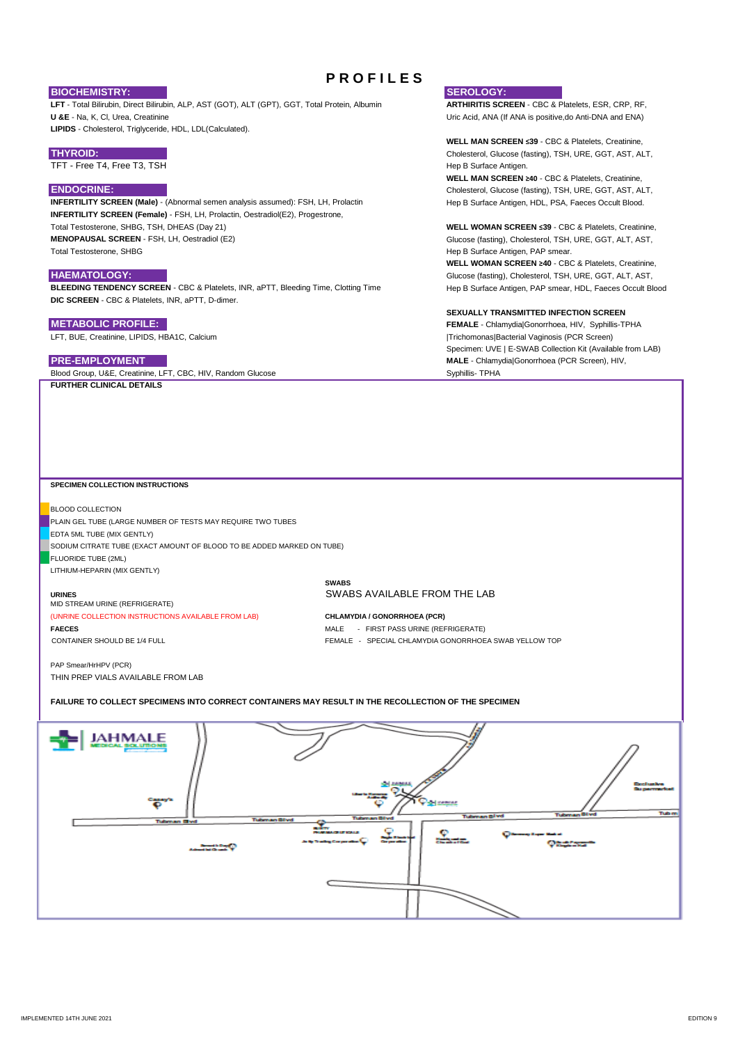# PROFILES

## BIOCHEMISTRY:

**LFT** - Total Bilirubin, Direct Bilirubin, ALP, AST (GOT), ALT (GPT), GGT, Total Protein, Albumin

**U &E** - Na, K, Cl, Urea, Creatinine

**LIPIDS** - Cholesterol, Triglyceride, HDL, LDL(Calculated).

## THYROID:

TFT - Free T4, Free T3, TSH

## ENDOCRINE:

**INFERTILITY SCREEN (Male)** - (Abnormal semen analysis assumed): FSH, LH, Prolactin

**INFERTILITY SCREEN (Female)** - FSH, LH, Prolactin, Oestradiol(E2), Progestrone, Total Testosterone, SHBG, TSH, DHEAS (Day 21)

**MENOPAUSAL SCREEN** - FSH, LH, Oestradiol (E2) Total Testosterone, SHBG

## HAEMATOLOGY:

**BLEEDING TENDENCY SCREEN** - CBC & Platelets, INR, aPTT, Bleeding Time, Clotting Time

**DIC SCREEN** - CBC & Platelets, INR, aPTT, D-dimer.

## METABOLIC PROFILE:

LFT, BUE, Creatinine, LIPIDS, HBA1C, Calcium

## PRE-EMPLOYMENT

Blood Group, U&E, Creatinine, LFT, CBC, HIV, Random Glucose

## SEROLOGY:

**ARTHRITIS SCREEN** - CBC & Platelets, ESR, CRP, RF, Uric Acid, ANA (If ANA is positive,do Anti-DNA and ENA)

**WELL MAN SCREEN ≤39** - CBC & Platelets, Creatinine, Cholesterol, Glucose (fasting), TSH, URE, GGT, AST, ALT, Hep B Surface Antigen.

**WELL MAN SCREEN ≥40** - CBC & Platelets, Creatinine, Cholesterol, Glucose (fasting), TSH, URE, GGT, AST, ALT, Hep B Surface Antigen, HDL, PSA, Faeces Occult Blood.

**WELL WOMAN SCREEN ≤39** - CBC & Platelets, Creatinine, Glucose (fasting), Cholesterol, TSH, URE, GGT, ALT, AST, Hep B Surface Antigen, PAP smear.

**WELL WOMAN SCREEN ≥40** - CBC & Platelets, Creatinine, Glucose (fasting), Cholesterol, TSH, URE, GGT, ALT, AST, Hep B Surface Antigen, PAP smear, HDL, Faeces Occult Blood

**SEXUALLY TRANSMITTED INFECTION SCREEN**

**FEMALE** - Chlamydia|Gonorrhoea, HIV, Syphillis-TPHA |Trichomonas|Bacterial Vaginosis (PCR Screen) Specimen: UVE | E-SWAB Collection Kit (Available from LAB)

**MALE** - Chlamydia|Gonorrhoea (PCR Screen), HIV, Syphillis- TPHA

**FURTHER CLINICAL DETAILS**

**SPECIMEN COLLECTION INSTRUCTIONS**

BLOOD COLLECTION

PLAIN GEL TUBE (LARGE NUMBER OF TESTS MAY REQUIRE TWO TUBES

EDTA 5ML TUBE (MIX GENTLY)

SODIUM CITRATE TUBE (EXACT AMOUNT OF BLOOD TO BE ADDED MARKED ON TUBE)

FLUORIDE TUBE (2ML)

LITHIUM-HEPARIN (MIX GENTLY)

**URINES**

MID STREAM URINE (REFRIGERATE)

(UNRINE COLLECTION INSTRUCTIONS AVAILABLE FROM LAB)

**FAECES**

CONTAINER SHOULD BE 1/4 FULL

**SWABS**

SWABS AVAILABLE FROM THE LAB

**CHLAMYDIA / GONORRHOEA (PCR)**

MALE - FIRST PASS URINE (REFRIGERATE)

FEMALE - SPECIAL CHLAMYDIA GONORRHOEA SWAB YELLOW TOP

PAP Smear/HrHPV (PCR)

THIN PREP VIALS AVAILABLE FROM LAB

**FAILURE TO COLLECT SPECIMENS INTO CORRECT CONTAINERS MAY RESULT IN THE RECOLLECTION OF THE SPECIMEN**

JAHMALE MEDICAL SOLUTIONS

Casey's

Tubman Blvd

Tubman Blvd

Tubman Blvd

Tubman Blvd

Tubman Blvd

Exclusive Supermarket

IMPLEMENTED 14TH JUNE 2021

EDITION 9